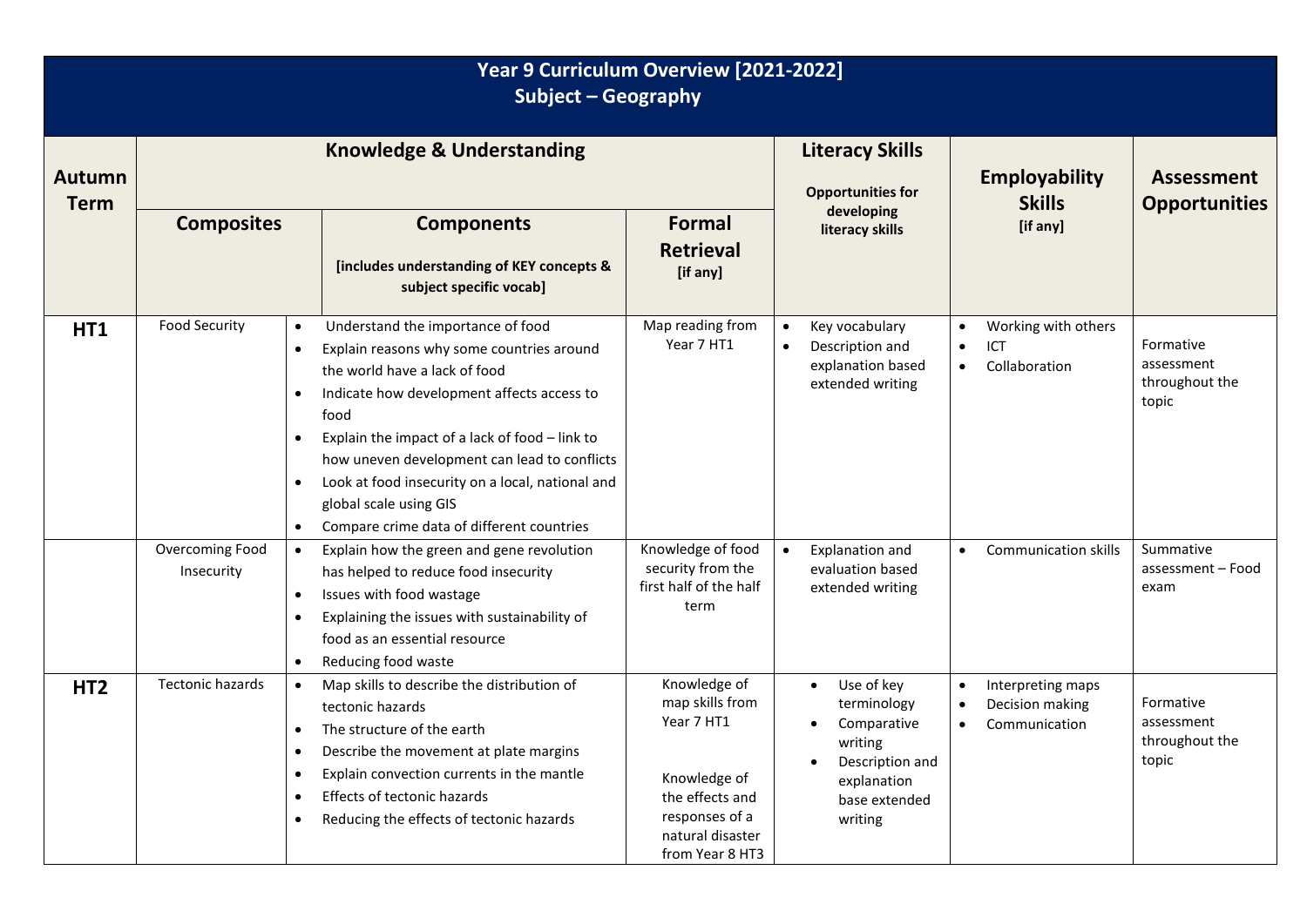# Year 9 Curriculum Overview [2021-2022]
## Subject – Geography

| Autumn Term | Knowledge & Understanding | | | Literacy Skills<br>Opportunities for developing literacy skills | Employability Skills<br>[if any] | Assessment Opportunities |
|---|---|---|---|---|---|---|
| | **Composites** | **Components**<br>[includes understanding of KEY concepts & subject specific vocab] | **Formal Retrieval**<br>[if any] | | | |
| **HT1** | Food Security | • Understand the importance of food<br>• Explain reasons why some countries around the world have a lack of food<br>• Indicate how development affects access to food<br>• Explain the impact of a lack of food – link to how uneven development can lead to conflicts<br>• Look at food insecurity on a local, national and global scale using GIS<br>• Compare crime data of different countries | Map reading from Year 7 HT1 | • Key vocabulary<br>• Description and explanation based extended writing | • Working with others<br>• ICT<br>• Collaboration | Formative assessment throughout the topic |
| | Overcoming Food Insecurity | • Explain how the green and gene revolution has helped to reduce food insecurity<br>• Issues with food wastage<br>• Explaining the issues with sustainability of food as an essential resource<br>• Reducing food waste | Knowledge of food security from the first half of the half term | • Explanation and evaluation based extended writing | • Communication skills | Summative assessment – Food exam |
| **HT2** | Tectonic hazards | • Map skills to describe the distribution of tectonic hazards<br>• The structure of the earth<br>• Describe the movement at plate margins<br>• Explain convection currents in the mantle<br>• Effects of tectonic hazards<br>• Reducing the effects of tectonic hazards | Knowledge of map skills from Year 7 HT1<br><br>Knowledge of the effects and responses of a natural disaster from Year 8 HT3 | • Use of key terminology<br>• Comparative writing<br>• Description and explanation base extended writing | • Interpreting maps<br>• Decision making<br>• Communication | Formative assessment throughout the topic |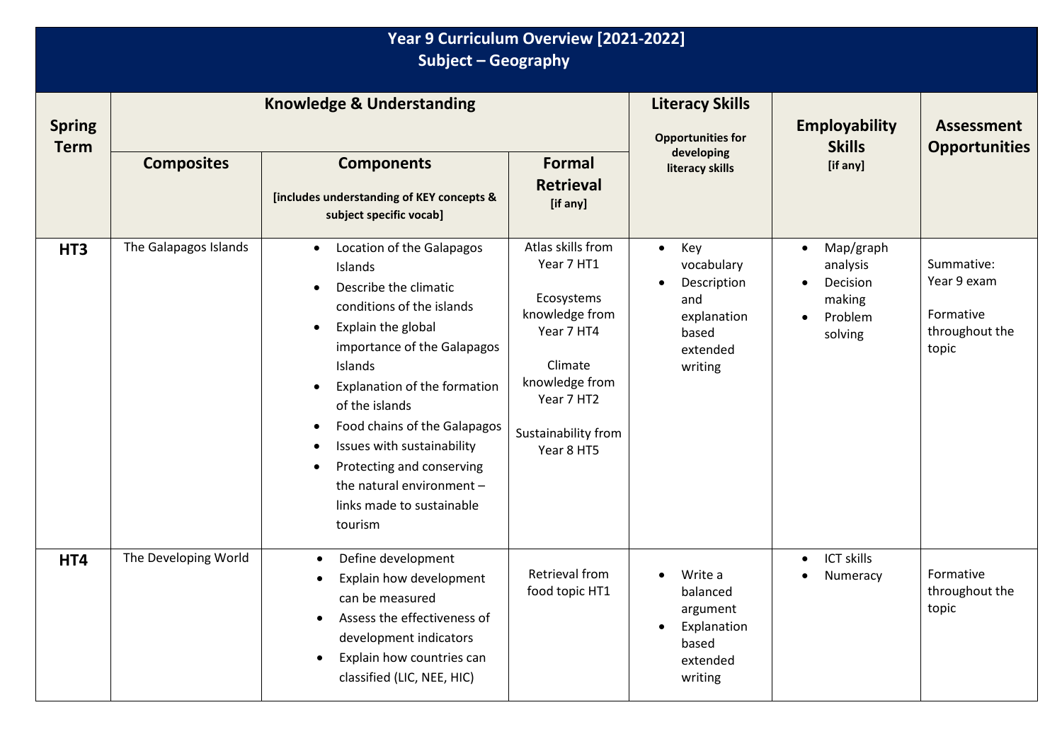# Year 9 Curriculum Overview [2021-2022]
## Subject – Geography

| Spring Term | Knowledge & Understanding | | | Literacy Skills<br>Opportunities for developing literacy skills | Employability Skills<br>[if any] | Assessment Opportunities |
|---|---|---|---|---|---|---|
| | **Composites** | **Components**<br>[includes understanding of KEY concepts & subject specific vocab] | **Formal Retrieval**<br>[if any] | | | |
| **HT3** | The Galapagos Islands | • Location of the Galapagos Islands<br>• Describe the climatic conditions of the islands<br>• Explain the global importance of the Galapagos Islands<br>• Explanation of the formation of the islands<br>• Food chains of the Galapagos<br>• Issues with sustainability<br>• Protecting and conserving the natural environment – links made to sustainable tourism | Atlas skills from Year 7 HT1<br><br>Ecosystems knowledge from Year 7 HT4<br><br>Climate knowledge from Year 7 HT2<br><br>Sustainability from Year 8 HT5 | • Key vocabulary<br>• Description and explanation based extended writing | • Map/graph analysis<br>• Decision making<br>• Problem solving | Summative: Year 9 exam<br><br>Formative throughout the topic |
| **HT4** | The Developing World | • Define development<br>• Explain how development can be measured<br>• Assess the effectiveness of development indicators<br>• Explain how countries can classified (LIC, NEE, HIC) | Retrieval from food topic HT1 | • Write a balanced argument<br>• Explanation based extended writing | • ICT skills<br>• Numeracy | Formative throughout the topic |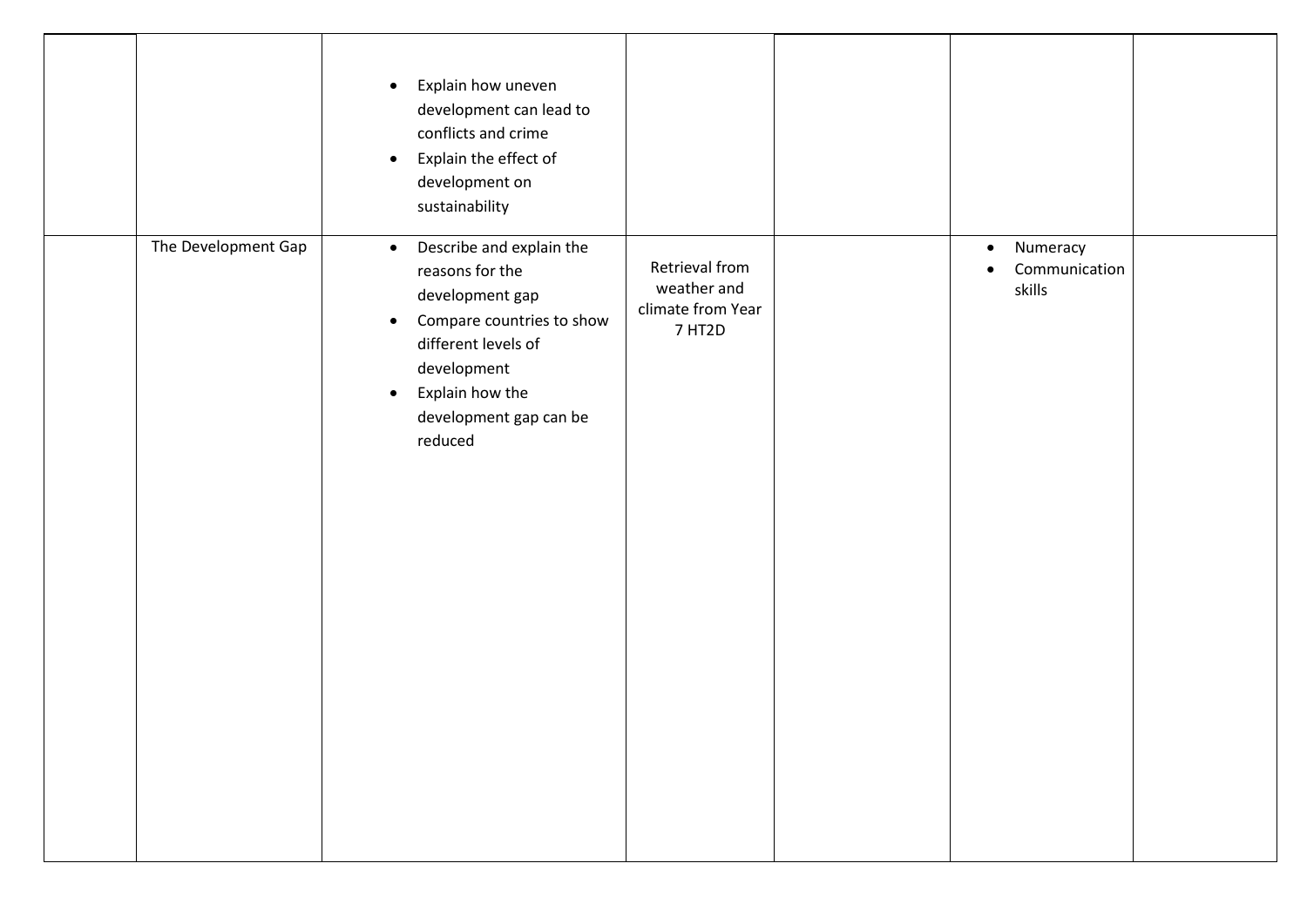| | | | | | | |
|---|---|---|---|---|---|---|
| | | • Explain how uneven development can lead to conflicts and crime<br>• Explain the effect of development on sustainability | | | | |
| | The Development Gap | • Describe and explain the reasons for the development gap<br>• Compare countries to show different levels of development<br>• Explain how the development gap can be reduced | Retrieval from weather and climate from Year 7 HT2D | | • Numeracy<br>• Communication skills | |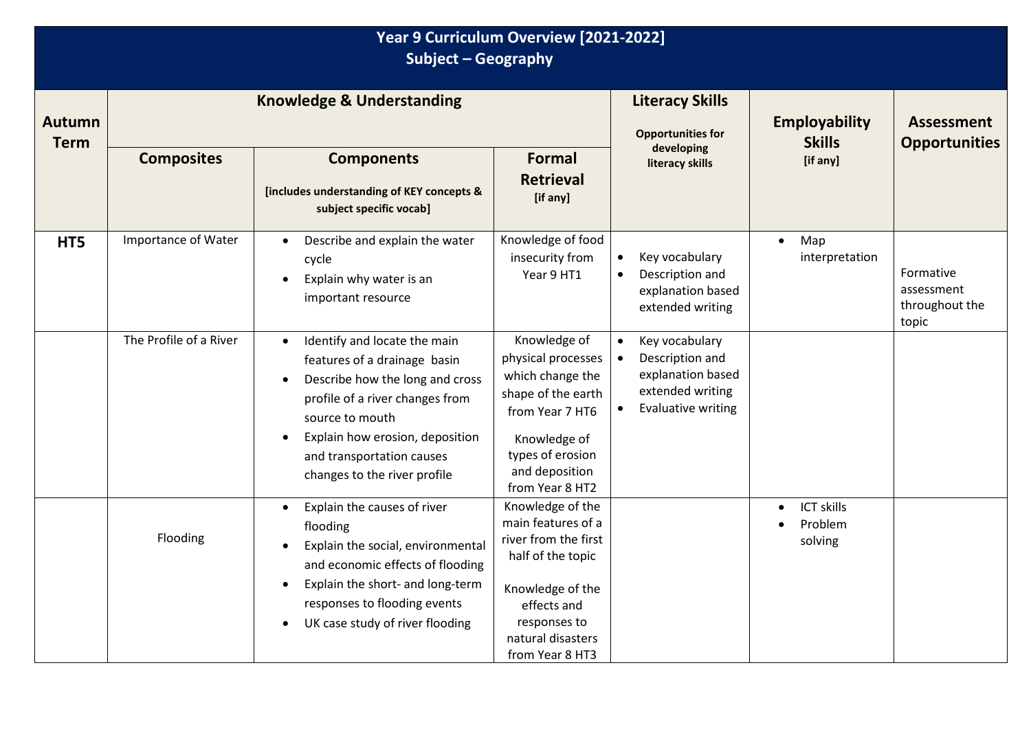# Year 9 Curriculum Overview [2021-2022]
## Subject – Geography

| Autumn Term | Knowledge & Understanding | | | Literacy Skills<br>Opportunities for developing literacy skills | Employability Skills<br>[if any] | Assessment Opportunities |
|---|---|---|---|---|---|---|
| | **Composites** | **Components**<br>[includes understanding of KEY concepts & subject specific vocab] | **Formal Retrieval**<br>[if any] | | | |
| **HT5** | Importance of Water | • Describe and explain the water cycle<br>• Explain why water is an important resource | Knowledge of food insecurity from Year 9 HT1 | • Key vocabulary<br>• Description and explanation based extended writing | • Map interpretation | Formative assessment throughout the topic |
| | The Profile of a River | • Identify and locate the main features of a drainage basin<br>• Describe how the long and cross profile of a river changes from source to mouth<br>• Explain how erosion, deposition and transportation causes changes to the river profile | Knowledge of physical processes which change the shape of the earth from Year 7 HT6<br><br>Knowledge of types of erosion and deposition from Year 8 HT2 | • Key vocabulary<br>• Description and explanation based extended writing<br>• Evaluative writing | | |
| | Flooding | • Explain the causes of river flooding<br>• Explain the social, environmental and economic effects of flooding<br>• Explain the short- and long-term responses to flooding events<br>• UK case study of river flooding | Knowledge of the main features of a river from the first half of the topic<br><br>Knowledge of the effects and responses to natural disasters from Year 8 HT3 | | • ICT skills<br>• Problem solving | |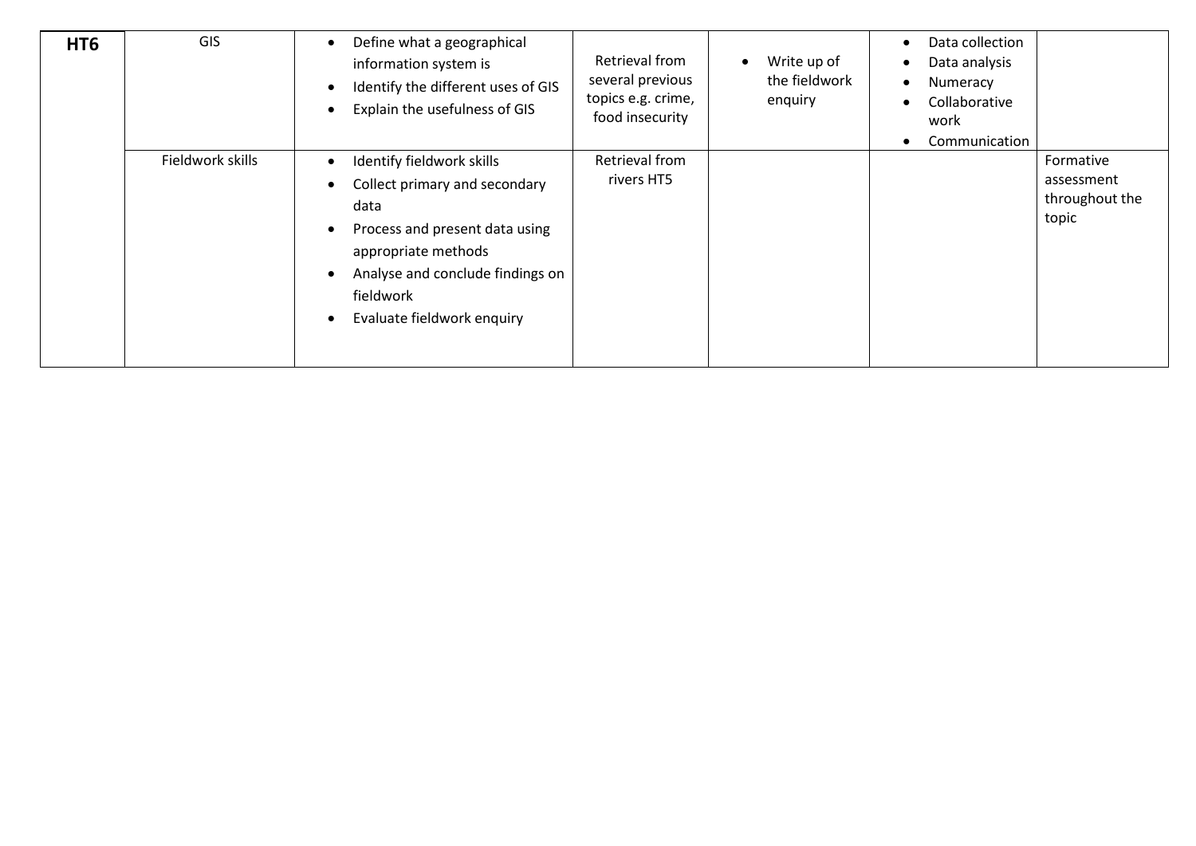| | | | | | | |
|---|---|---|---|---|---|---|
| **HT6** | GIS | • Define what a geographical information system is<br>• Identify the different uses of GIS<br>• Explain the usefulness of GIS | Retrieval from several previous topics e.g. crime, food insecurity | • Write up of the fieldwork enquiry | • Data collection<br>• Data analysis<br>• Numeracy<br>• Collaborative work<br>• Communication | |
| | Fieldwork skills | • Identify fieldwork skills<br>• Collect primary and secondary data<br>• Process and present data using appropriate methods<br>• Analyse and conclude findings on fieldwork<br>• Evaluate fieldwork enquiry | Retrieval from rivers HT5 | | | Formative assessment throughout the topic |